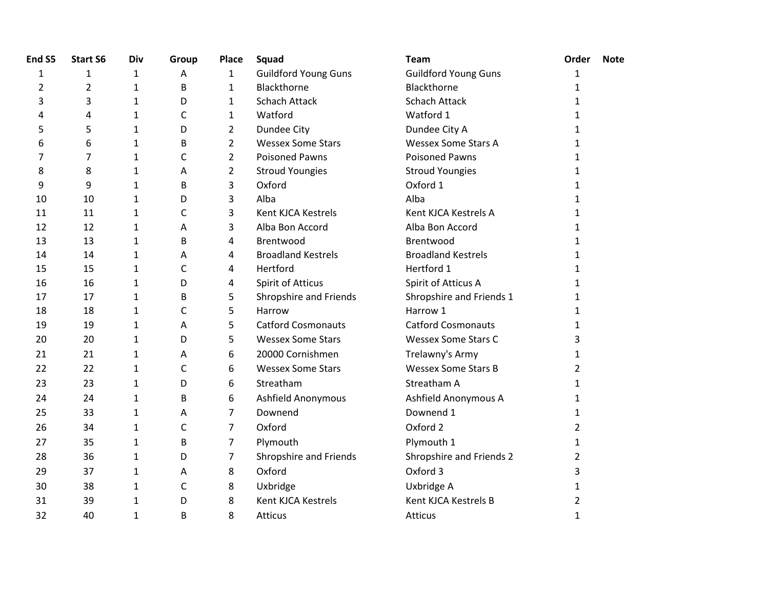| End S5 | Start S6 | Div | Group | Place | Squad | Team | Order | Note |
|---|---|---|---|---|---|---|---|---|
| 1 | 1 | 1 | A | 1 | Guildford Young Guns | Guildford Young Guns | 1 | |
| 2 | 2 | 1 | B | 1 | Blackthorne | Blackthorne | 1 | |
| 3 | 3 | 1 | D | 1 | Schach Attack | Schach Attack | 1 | |
| 4 | 4 | 1 | C | 1 | Watford | Watford 1 | 1 | |
| 5 | 5 | 1 | D | 2 | Dundee City | Dundee City A | 1 | |
| 6 | 6 | 1 | B | 2 | Wessex Some Stars | Wessex Some Stars A | 1 | |
| 7 | 7 | 1 | C | 2 | Poisoned Pawns | Poisoned Pawns | 1 | |
| 8 | 8 | 1 | A | 2 | Stroud Youngies | Stroud Youngies | 1 | |
| 9 | 9 | 1 | B | 3 | Oxford | Oxford 1 | 1 | |
| 10 | 10 | 1 | D | 3 | Alba | Alba | 1 | |
| 11 | 11 | 1 | C | 3 | Kent KJCA Kestrels | Kent KJCA Kestrels A | 1 | |
| 12 | 12 | 1 | A | 3 | Alba Bon Accord | Alba Bon Accord | 1 | |
| 13 | 13 | 1 | B | 4 | Brentwood | Brentwood | 1 | |
| 14 | 14 | 1 | A | 4 | Broadland Kestrels | Broadland Kestrels | 1 | |
| 15 | 15 | 1 | C | 4 | Hertford | Hertford 1 | 1 | |
| 16 | 16 | 1 | D | 4 | Spirit of Atticus | Spirit of Atticus A | 1 | |
| 17 | 17 | 1 | B | 5 | Shropshire and Friends | Shropshire and Friends 1 | 1 | |
| 18 | 18 | 1 | C | 5 | Harrow | Harrow 1 | 1 | |
| 19 | 19 | 1 | A | 5 | Catford Cosmonauts | Catford Cosmonauts | 1 | |
| 20 | 20 | 1 | D | 5 | Wessex Some Stars | Wessex Some Stars C | 3 | |
| 21 | 21 | 1 | A | 6 | 20000 Cornishmen | Trelawny's Army | 1 | |
| 22 | 22 | 1 | C | 6 | Wessex Some Stars | Wessex Some Stars B | 2 | |
| 23 | 23 | 1 | D | 6 | Streatham | Streatham A | 1 | |
| 24 | 24 | 1 | B | 6 | Ashfield Anonymous | Ashfield Anonymous A | 1 | |
| 25 | 33 | 1 | A | 7 | Downend | Downend 1 | 1 | |
| 26 | 34 | 1 | C | 7 | Oxford | Oxford 2 | 2 | |
| 27 | 35 | 1 | B | 7 | Plymouth | Plymouth 1 | 1 | |
| 28 | 36 | 1 | D | 7 | Shropshire and Friends | Shropshire and Friends 2 | 2 | |
| 29 | 37 | 1 | A | 8 | Oxford | Oxford 3 | 3 | |
| 30 | 38 | 1 | C | 8 | Uxbridge | Uxbridge A | 1 | |
| 31 | 39 | 1 | D | 8 | Kent KJCA Kestrels | Kent KJCA Kestrels B | 2 | |
| 32 | 40 | 1 | B | 8 | Atticus | Atticus | 1 | |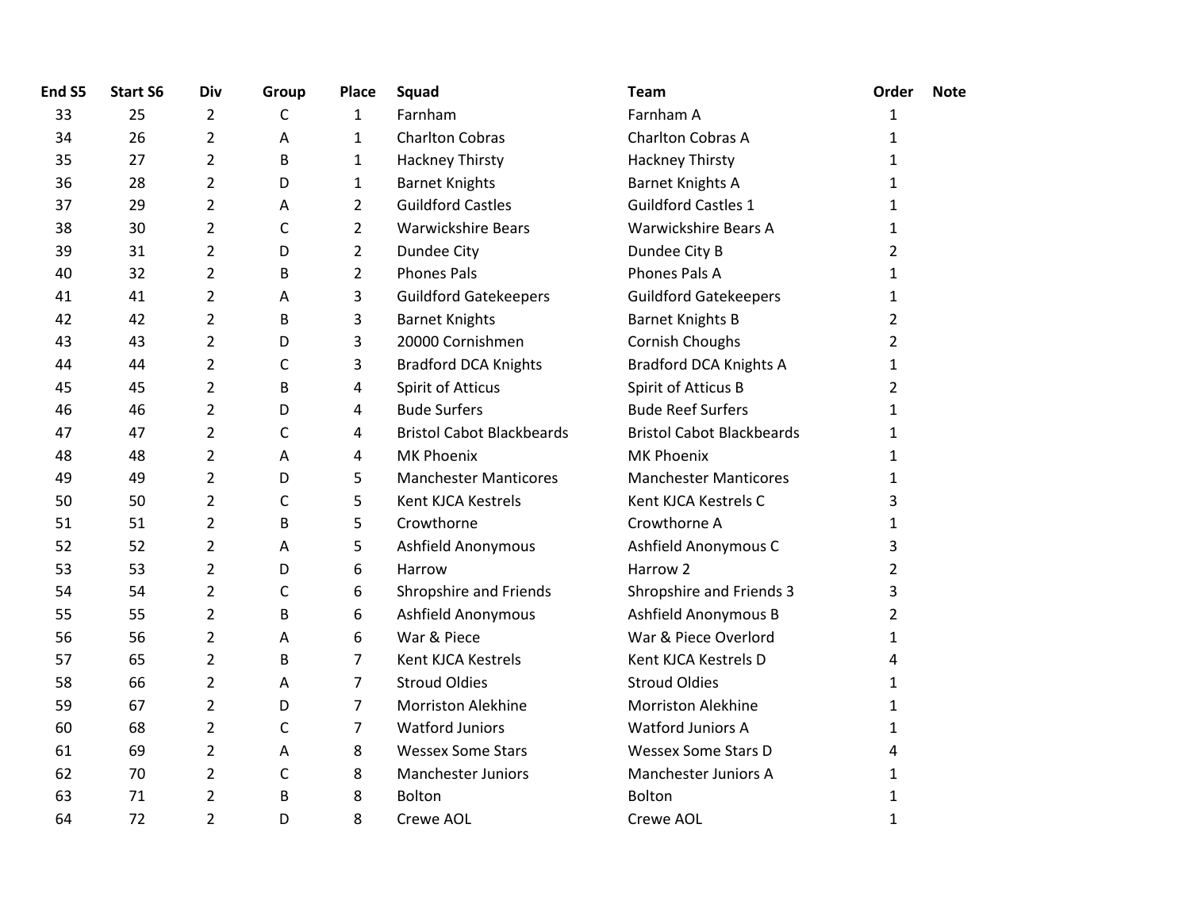| End S5 | Start S6 | Div | Group | Place | Squad | Team | Order | Note |
|---|---|---|---|---|---|---|---|---|
| 33 | 25 | 2 | C | 1 | Farnham | Farnham A | 1 | |
| 34 | 26 | 2 | A | 1 | Charlton Cobras | Charlton Cobras A | 1 | |
| 35 | 27 | 2 | B | 1 | Hackney Thirsty | Hackney Thirsty | 1 | |
| 36 | 28 | 2 | D | 1 | Barnet Knights | Barnet Knights A | 1 | |
| 37 | 29 | 2 | A | 2 | Guildford Castles | Guildford Castles 1 | 1 | |
| 38 | 30 | 2 | C | 2 | Warwickshire Bears | Warwickshire Bears A | 1 | |
| 39 | 31 | 2 | D | 2 | Dundee City | Dundee City B | 2 | |
| 40 | 32 | 2 | B | 2 | Phones Pals | Phones Pals A | 1 | |
| 41 | 41 | 2 | A | 3 | Guildford Gatekeepers | Guildford Gatekeepers | 1 | |
| 42 | 42 | 2 | B | 3 | Barnet Knights | Barnet Knights B | 2 | |
| 43 | 43 | 2 | D | 3 | 20000 Cornishmen | Cornish Choughs | 2 | |
| 44 | 44 | 2 | C | 3 | Bradford DCA Knights | Bradford DCA Knights A | 1 | |
| 45 | 45 | 2 | B | 4 | Spirit of Atticus | Spirit of Atticus B | 2 | |
| 46 | 46 | 2 | D | 4 | Bude Surfers | Bude Reef Surfers | 1 | |
| 47 | 47 | 2 | C | 4 | Bristol Cabot Blackbeards | Bristol Cabot Blackbeards | 1 | |
| 48 | 48 | 2 | A | 4 | MK Phoenix | MK Phoenix | 1 | |
| 49 | 49 | 2 | D | 5 | Manchester Manticores | Manchester Manticores | 1 | |
| 50 | 50 | 2 | C | 5 | Kent KJCA Kestrels | Kent KJCA Kestrels C | 3 | |
| 51 | 51 | 2 | B | 5 | Crowthorne | Crowthorne A | 1 | |
| 52 | 52 | 2 | A | 5 | Ashfield Anonymous | Ashfield Anonymous C | 3 | |
| 53 | 53 | 2 | D | 6 | Harrow | Harrow 2 | 2 | |
| 54 | 54 | 2 | C | 6 | Shropshire and Friends | Shropshire and Friends 3 | 3 | |
| 55 | 55 | 2 | B | 6 | Ashfield Anonymous | Ashfield Anonymous B | 2 | |
| 56 | 56 | 2 | A | 6 | War & Piece | War & Piece Overlord | 1 | |
| 57 | 65 | 2 | B | 7 | Kent KJCA Kestrels | Kent KJCA Kestrels D | 4 | |
| 58 | 66 | 2 | A | 7 | Stroud Oldies | Stroud Oldies | 1 | |
| 59 | 67 | 2 | D | 7 | Morriston Alekhine | Morriston Alekhine | 1 | |
| 60 | 68 | 2 | C | 7 | Watford Juniors | Watford Juniors A | 1 | |
| 61 | 69 | 2 | A | 8 | Wessex Some Stars | Wessex Some Stars D | 4 | |
| 62 | 70 | 2 | C | 8 | Manchester Juniors | Manchester Juniors A | 1 | |
| 63 | 71 | 2 | B | 8 | Bolton | Bolton | 1 | |
| 64 | 72 | 2 | D | 8 | Crewe AOL | Crewe AOL | 1 | |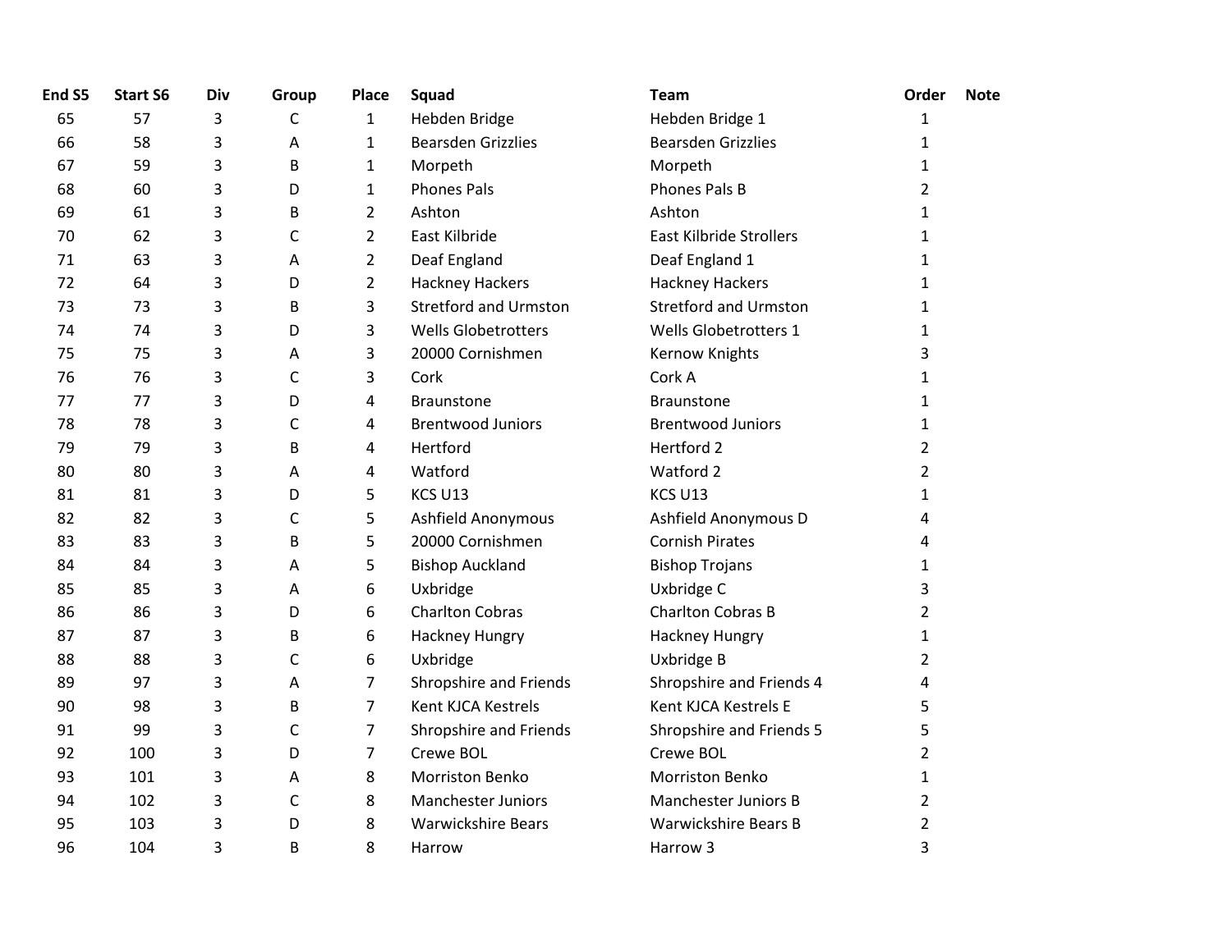| End S5 | Start S6 | Div | Group | Place | Squad | Team | Order | Note |
|---|---|---|---|---|---|---|---|---|
| 65 | 57 | 3 | C | 1 | Hebden Bridge | Hebden Bridge 1 | 1 | |
| 66 | 58 | 3 | A | 1 | Bearsden Grizzlies | Bearsden Grizzlies | 1 | |
| 67 | 59 | 3 | B | 1 | Morpeth | Morpeth | 1 | |
| 68 | 60 | 3 | D | 1 | Phones Pals | Phones Pals B | 2 | |
| 69 | 61 | 3 | B | 2 | Ashton | Ashton | 1 | |
| 70 | 62 | 3 | C | 2 | East Kilbride | East Kilbride Strollers | 1 | |
| 71 | 63 | 3 | A | 2 | Deaf England | Deaf England 1 | 1 | |
| 72 | 64 | 3 | D | 2 | Hackney Hackers | Hackney Hackers | 1 | |
| 73 | 73 | 3 | B | 3 | Stretford and Urmston | Stretford and Urmston | 1 | |
| 74 | 74 | 3 | D | 3 | Wells Globetrotters | Wells Globetrotters 1 | 1 | |
| 75 | 75 | 3 | A | 3 | 20000 Cornishmen | Kernow Knights | 3 | |
| 76 | 76 | 3 | C | 3 | Cork | Cork A | 1 | |
| 77 | 77 | 3 | D | 4 | Braunstone | Braunstone | 1 | |
| 78 | 78 | 3 | C | 4 | Brentwood Juniors | Brentwood Juniors | 1 | |
| 79 | 79 | 3 | B | 4 | Hertford | Hertford 2 | 2 | |
| 80 | 80 | 3 | A | 4 | Watford | Watford 2 | 2 | |
| 81 | 81 | 3 | D | 5 | KCS U13 | KCS U13 | 1 | |
| 82 | 82 | 3 | C | 5 | Ashfield Anonymous | Ashfield Anonymous D | 4 | |
| 83 | 83 | 3 | B | 5 | 20000 Cornishmen | Cornish Pirates | 4 | |
| 84 | 84 | 3 | A | 5 | Bishop Auckland | Bishop Trojans | 1 | |
| 85 | 85 | 3 | A | 6 | Uxbridge | Uxbridge C | 3 | |
| 86 | 86 | 3 | D | 6 | Charlton Cobras | Charlton Cobras B | 2 | |
| 87 | 87 | 3 | B | 6 | Hackney Hungry | Hackney Hungry | 1 | |
| 88 | 88 | 3 | C | 6 | Uxbridge | Uxbridge B | 2 | |
| 89 | 97 | 3 | A | 7 | Shropshire and Friends | Shropshire and Friends 4 | 4 | |
| 90 | 98 | 3 | B | 7 | Kent KJCA Kestrels | Kent KJCA Kestrels E | 5 | |
| 91 | 99 | 3 | C | 7 | Shropshire and Friends | Shropshire and Friends 5 | 5 | |
| 92 | 100 | 3 | D | 7 | Crewe BOL | Crewe BOL | 2 | |
| 93 | 101 | 3 | A | 8 | Morriston Benko | Morriston Benko | 1 | |
| 94 | 102 | 3 | C | 8 | Manchester Juniors | Manchester Juniors B | 2 | |
| 95 | 103 | 3 | D | 8 | Warwickshire Bears | Warwickshire Bears B | 2 | |
| 96 | 104 | 3 | B | 8 | Harrow | Harrow 3 | 3 | |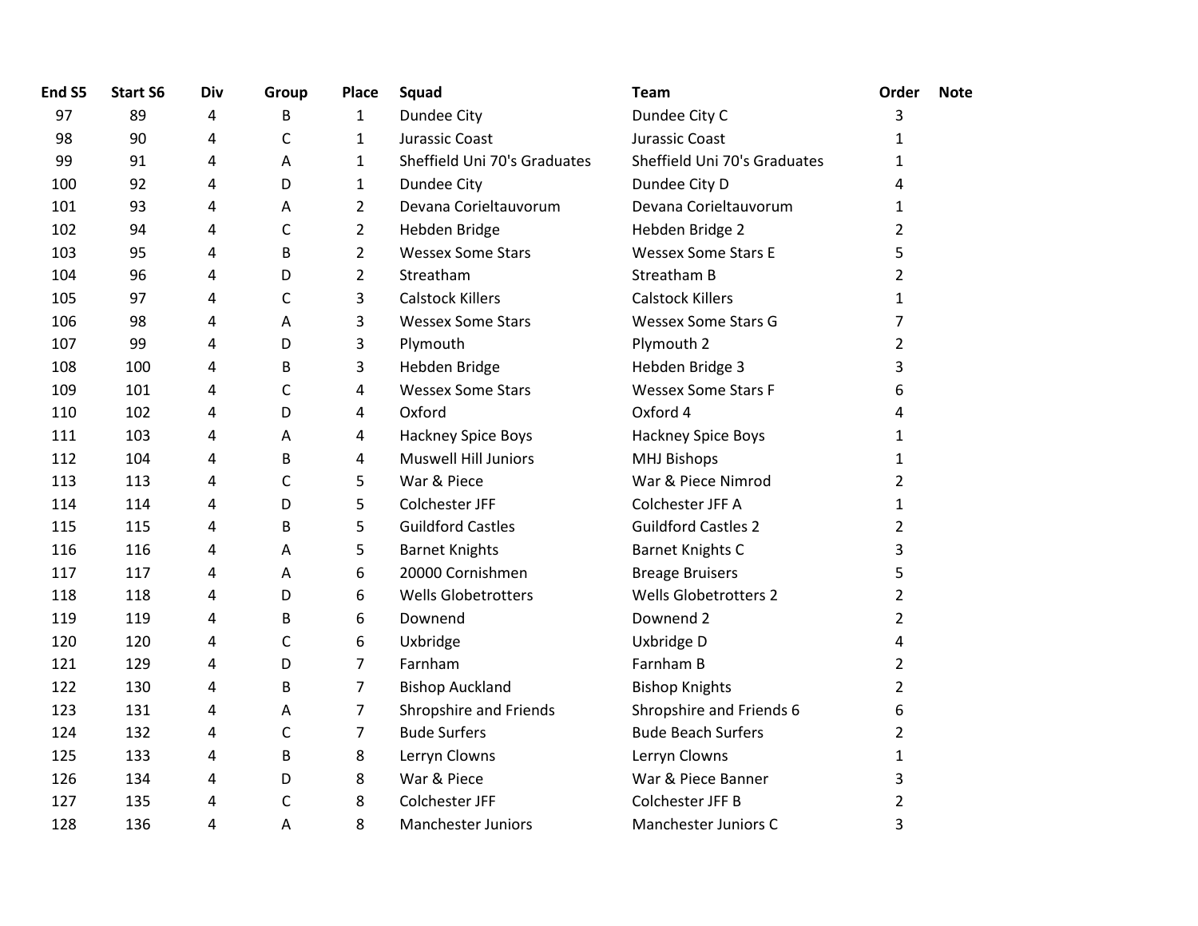| End S5 | Start S6 | Div | Group | Place | Squad | Team | Order | Note |
|---|---|---|---|---|---|---|---|---|
| 97 | 89 | 4 | B | 1 | Dundee City | Dundee City C | 3 | |
| 98 | 90 | 4 | C | 1 | Jurassic Coast | Jurassic Coast | 1 | |
| 99 | 91 | 4 | A | 1 | Sheffield Uni 70's Graduates | Sheffield Uni 70's Graduates | 1 | |
| 100 | 92 | 4 | D | 1 | Dundee City | Dundee City D | 4 | |
| 101 | 93 | 4 | A | 2 | Devana Corieltauvorum | Devana Corieltauvorum | 1 | |
| 102 | 94 | 4 | C | 2 | Hebden Bridge | Hebden Bridge 2 | 2 | |
| 103 | 95 | 4 | B | 2 | Wessex Some Stars | Wessex Some Stars E | 5 | |
| 104 | 96 | 4 | D | 2 | Streatham | Streatham B | 2 | |
| 105 | 97 | 4 | C | 3 | Calstock Killers | Calstock Killers | 1 | |
| 106 | 98 | 4 | A | 3 | Wessex Some Stars | Wessex Some Stars G | 7 | |
| 107 | 99 | 4 | D | 3 | Plymouth | Plymouth 2 | 2 | |
| 108 | 100 | 4 | B | 3 | Hebden Bridge | Hebden Bridge 3 | 3 | |
| 109 | 101 | 4 | C | 4 | Wessex Some Stars | Wessex Some Stars F | 6 | |
| 110 | 102 | 4 | D | 4 | Oxford | Oxford 4 | 4 | |
| 111 | 103 | 4 | A | 4 | Hackney Spice Boys | Hackney Spice Boys | 1 | |
| 112 | 104 | 4 | B | 4 | Muswell Hill Juniors | MHJ Bishops | 1 | |
| 113 | 113 | 4 | C | 5 | War & Piece | War & Piece Nimrod | 2 | |
| 114 | 114 | 4 | D | 5 | Colchester JFF | Colchester JFF A | 1 | |
| 115 | 115 | 4 | B | 5 | Guildford Castles | Guildford Castles 2 | 2 | |
| 116 | 116 | 4 | A | 5 | Barnet Knights | Barnet Knights C | 3 | |
| 117 | 117 | 4 | A | 6 | 20000 Cornishmen | Breage Bruisers | 5 | |
| 118 | 118 | 4 | D | 6 | Wells Globetrotters | Wells Globetrotters 2 | 2 | |
| 119 | 119 | 4 | B | 6 | Downend | Downend 2 | 2 | |
| 120 | 120 | 4 | C | 6 | Uxbridge | Uxbridge D | 4 | |
| 121 | 129 | 4 | D | 7 | Farnham | Farnham B | 2 | |
| 122 | 130 | 4 | B | 7 | Bishop Auckland | Bishop Knights | 2 | |
| 123 | 131 | 4 | A | 7 | Shropshire and Friends | Shropshire and Friends 6 | 6 | |
| 124 | 132 | 4 | C | 7 | Bude Surfers | Bude Beach Surfers | 2 | |
| 125 | 133 | 4 | B | 8 | Lerryn Clowns | Lerryn Clowns | 1 | |
| 126 | 134 | 4 | D | 8 | War & Piece | War & Piece Banner | 3 | |
| 127 | 135 | 4 | C | 8 | Colchester JFF | Colchester JFF B | 2 | |
| 128 | 136 | 4 | A | 8 | Manchester Juniors | Manchester Juniors C | 3 | |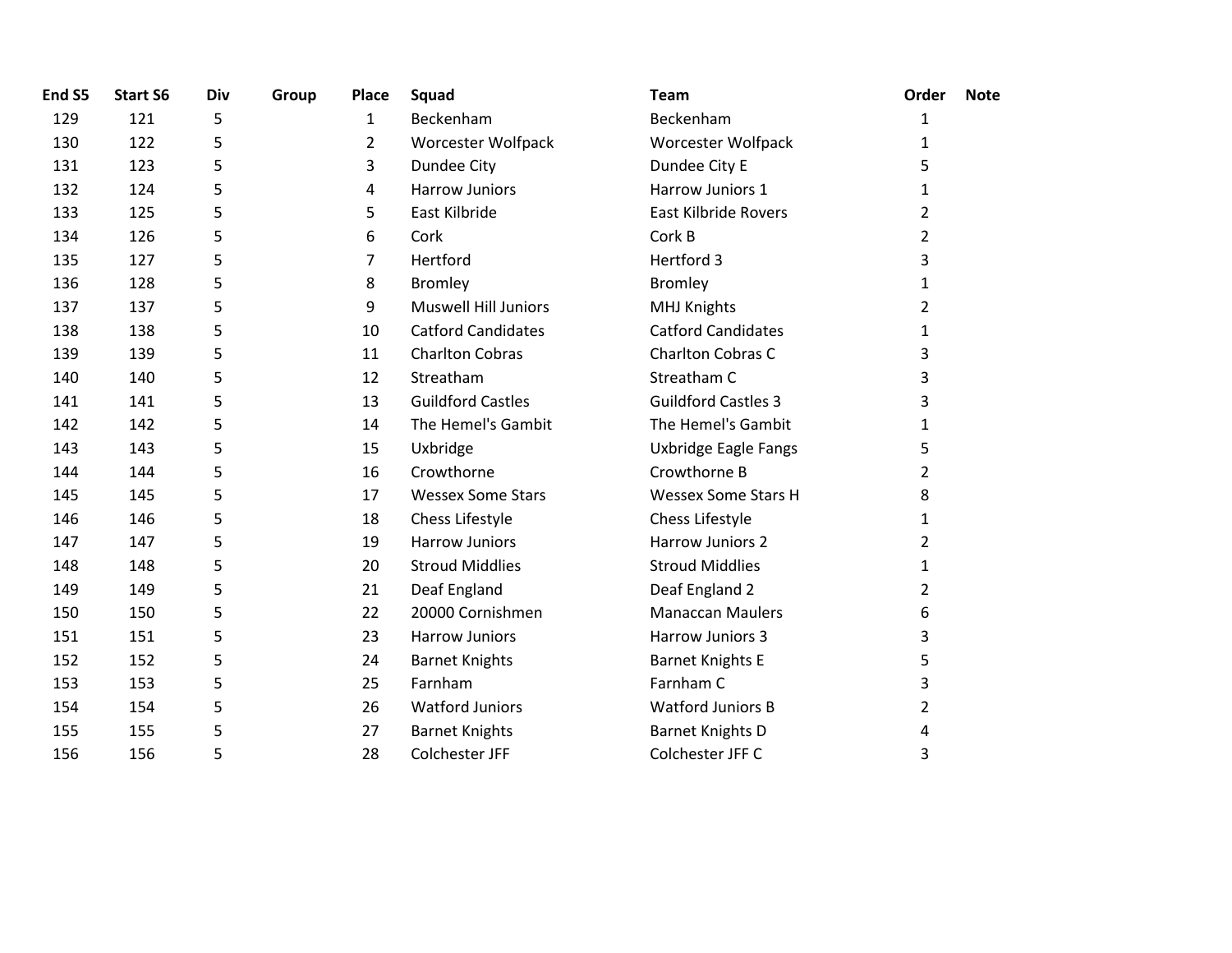| End S5 | Start S6 | Div | Group | Place | Squad | Team | Order | Note |
|---|---|---|---|---|---|---|---|---|
| 129 | 121 | 5 | | 1 | Beckenham | Beckenham | 1 | |
| 130 | 122 | 5 | | 2 | Worcester Wolfpack | Worcester Wolfpack | 1 | |
| 131 | 123 | 5 | | 3 | Dundee City | Dundee City E | 5 | |
| 132 | 124 | 5 | | 4 | Harrow Juniors | Harrow Juniors 1 | 1 | |
| 133 | 125 | 5 | | 5 | East Kilbride | East Kilbride Rovers | 2 | |
| 134 | 126 | 5 | | 6 | Cork | Cork B | 2 | |
| 135 | 127 | 5 | | 7 | Hertford | Hertford 3 | 3 | |
| 136 | 128 | 5 | | 8 | Bromley | Bromley | 1 | |
| 137 | 137 | 5 | | 9 | Muswell Hill Juniors | MHJ Knights | 2 | |
| 138 | 138 | 5 | | 10 | Catford Candidates | Catford Candidates | 1 | |
| 139 | 139 | 5 | | 11 | Charlton Cobras | Charlton Cobras C | 3 | |
| 140 | 140 | 5 | | 12 | Streatham | Streatham C | 3 | |
| 141 | 141 | 5 | | 13 | Guildford Castles | Guildford Castles 3 | 3 | |
| 142 | 142 | 5 | | 14 | The Hemel's Gambit | The Hemel's Gambit | 1 | |
| 143 | 143 | 5 | | 15 | Uxbridge | Uxbridge Eagle Fangs | 5 | |
| 144 | 144 | 5 | | 16 | Crowthorne | Crowthorne B | 2 | |
| 145 | 145 | 5 | | 17 | Wessex Some Stars | Wessex Some Stars H | 8 | |
| 146 | 146 | 5 | | 18 | Chess Lifestyle | Chess Lifestyle | 1 | |
| 147 | 147 | 5 | | 19 | Harrow Juniors | Harrow Juniors 2 | 2 | |
| 148 | 148 | 5 | | 20 | Stroud Middlies | Stroud Middlies | 1 | |
| 149 | 149 | 5 | | 21 | Deaf England | Deaf England 2 | 2 | |
| 150 | 150 | 5 | | 22 | 20000 Cornishmen | Manaccan Maulers | 6 | |
| 151 | 151 | 5 | | 23 | Harrow Juniors | Harrow Juniors 3 | 3 | |
| 152 | 152 | 5 | | 24 | Barnet Knights | Barnet Knights E | 5 | |
| 153 | 153 | 5 | | 25 | Farnham | Farnham C | 3 | |
| 154 | 154 | 5 | | 26 | Watford Juniors | Watford Juniors B | 2 | |
| 155 | 155 | 5 | | 27 | Barnet Knights | Barnet Knights D | 4 | |
| 156 | 156 | 5 | | 28 | Colchester JFF | Colchester JFF C | 3 | |